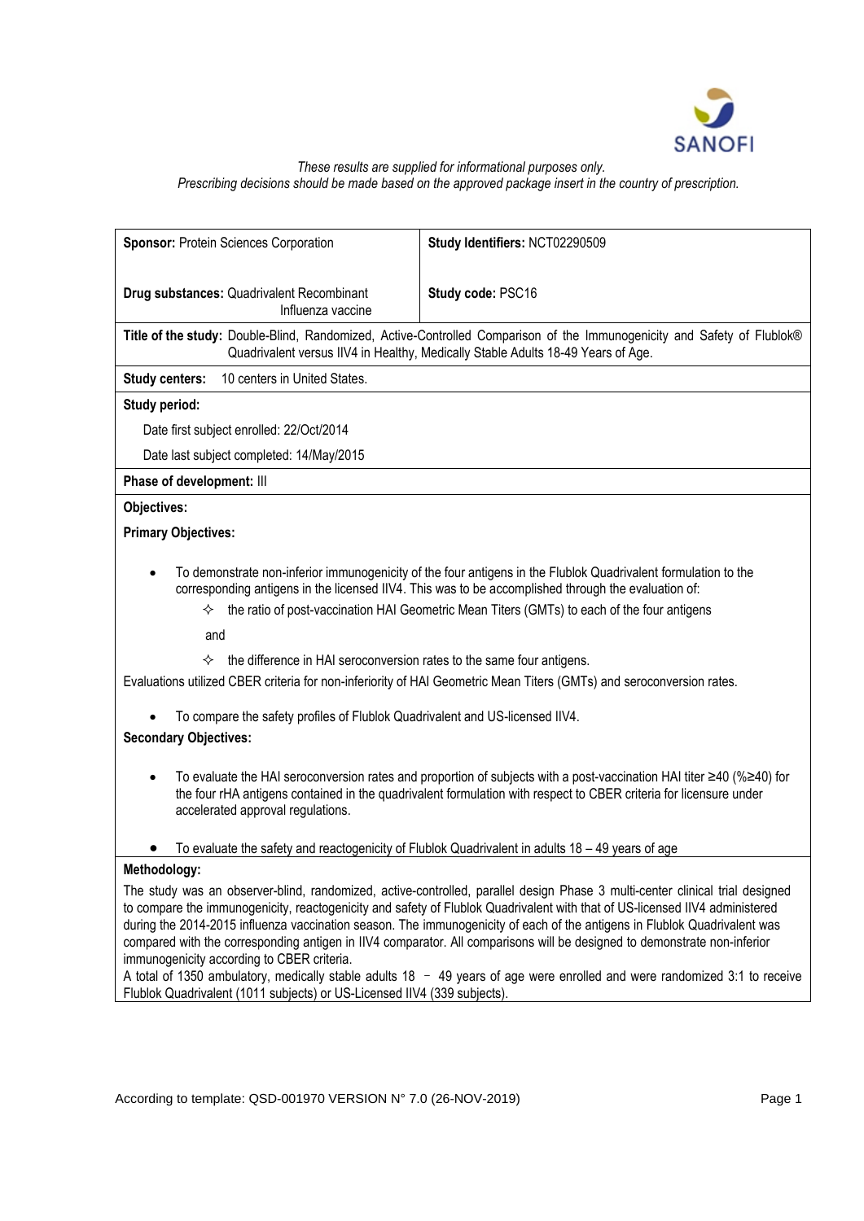*These results are supplied for informational purposes only.*
*Prescribing decisions should be made based on the approved package insert in the country of prescription.*

| **Sponsor:** Protein Sciences Corporation | **Study Identifiers:** NCT02290509 |
|---|---|
| **Drug substances:** Quadrivalent Recombinant Influenza vaccine | **Study code:** PSC16 |

**Title of the study:** Double-Blind, Randomized, Active-Controlled Comparison of the Immunogenicity and Safety of Flublok® Quadrivalent versus IIV4 in Healthy, Medically Stable Adults 18-49 Years of Age.

**Study centers:** 10 centers in United States.

**Study period:**

Date first subject enrolled: 22/Oct/2014

Date last subject completed: 14/May/2015

**Phase of development:** III

**Objectives:**

**Primary Objectives:**

- To demonstrate non-inferior immunogenicity of the four antigens in the Flublok Quadrivalent formulation to the corresponding antigens in the licensed IIV4. This was to be accomplished through the evaluation of:
  - ✧ the ratio of post-vaccination HAI Geometric Mean Titers (GMTs) to each of the four antigens

  and

  - ✧ the difference in HAI seroconversion rates to the same four antigens.

Evaluations utilized CBER criteria for non-inferiority of HAI Geometric Mean Titers (GMTs) and seroconversion rates.

- To compare the safety profiles of Flublok Quadrivalent and US-licensed IIV4.

**Secondary Objectives:**

- To evaluate the HAI seroconversion rates and proportion of subjects with a post-vaccination HAI titer ≥40 (%≥40) for the four rHA antigens contained in the quadrivalent formulation with respect to CBER criteria for licensure under accelerated approval regulations.
- To evaluate the safety and reactogenicity of Flublok Quadrivalent in adults 18 – 49 years of age

**Methodology:**

The study was an observer-blind, randomized, active-controlled, parallel design Phase 3 multi-center clinical trial designed to compare the immunogenicity, reactogenicity and safety of Flublok Quadrivalent with that of US-licensed IIV4 administered during the 2014-2015 influenza vaccination season. The immunogenicity of each of the antigens in Flublok Quadrivalent was compared with the corresponding antigen in IIV4 comparator. All comparisons will be designed to demonstrate non-inferior immunogenicity according to CBER criteria.

A total of 1350 ambulatory, medically stable adults 18 – 49 years of age were enrolled and were randomized 3:1 to receive Flublok Quadrivalent (1011 subjects) or US-Licensed IIV4 (339 subjects).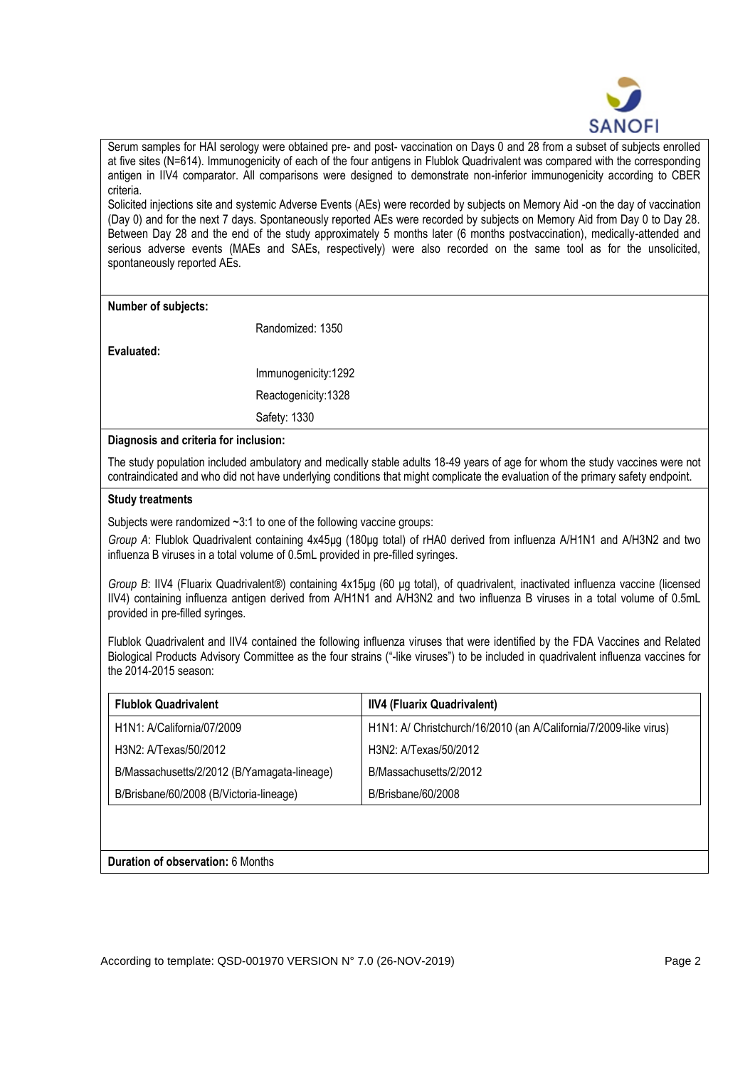Serum samples for HAI serology were obtained pre- and post- vaccination on Days 0 and 28 from a subset of subjects enrolled at five sites (N=614). Immunogenicity of each of the four antigens in Flublok Quadrivalent was compared with the corresponding antigen in IIV4 comparator. All comparisons were designed to demonstrate non-inferior immunogenicity according to CBER criteria.

Solicited injections site and systemic Adverse Events (AEs) were recorded by subjects on Memory Aid -on the day of vaccination (Day 0) and for the next 7 days. Spontaneously reported AEs were recorded by subjects on Memory Aid from Day 0 to Day 28. Between Day 28 and the end of the study approximately 5 months later (6 months postvaccination), medically-attended and serious adverse events (MAEs and SAEs, respectively) were also recorded on the same tool as for the unsolicited, spontaneously reported AEs.

**Number of subjects:**

Randomized: 1350

**Evaluated:**

Immunogenicity:1292

Reactogenicity:1328

Safety: 1330

**Diagnosis and criteria for inclusion:**

The study population included ambulatory and medically stable adults 18-49 years of age for whom the study vaccines were not contraindicated and who did not have underlying conditions that might complicate the evaluation of the primary safety endpoint.

**Study treatments**

Subjects were randomized ~3:1 to one of the following vaccine groups:

*Group A*: Flublok Quadrivalent containing 4x45µg (180µg total) of rHA0 derived from influenza A/H1N1 and A/H3N2 and two influenza B viruses in a total volume of 0.5mL provided in pre-filled syringes.

*Group B*: IIV4 (Fluarix Quadrivalent®) containing 4x15µg (60 µg total), of quadrivalent, inactivated influenza vaccine (licensed IIV4) containing influenza antigen derived from A/H1N1 and A/H3N2 and two influenza B viruses in a total volume of 0.5mL provided in pre-filled syringes.

Flublok Quadrivalent and IIV4 contained the following influenza viruses that were identified by the FDA Vaccines and Related Biological Products Advisory Committee as the four strains ("-like viruses") to be included in quadrivalent influenza vaccines for the 2014-2015 season:

| Flublok Quadrivalent | IIV4 (Fluarix Quadrivalent) |
|---|---|
| H1N1: A/California/07/2009 | H1N1: A/ Christchurch/16/2010 (an A/California/7/2009-like virus) |
| H3N2: A/Texas/50/2012 | H3N2: A/Texas/50/2012 |
| B/Massachusetts/2/2012 (B/Yamagata-lineage) | B/Massachusetts/2/2012 |
| B/Brisbane/60/2008 (B/Victoria-lineage) | B/Brisbane/60/2008 |

**Duration of observation:** 6 Months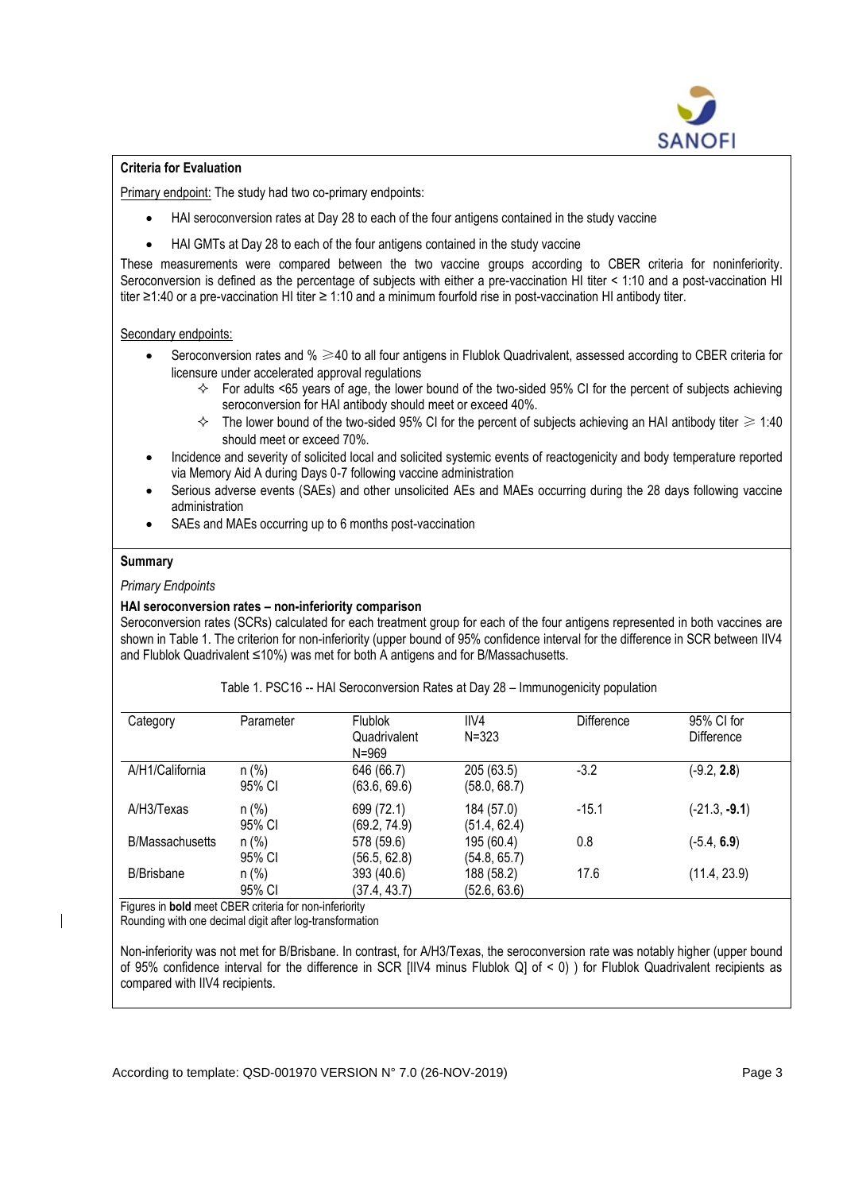**Criteria for Evaluation**

Primary endpoint: The study had two co-primary endpoints:

- HAI seroconversion rates at Day 28 to each of the four antigens contained in the study vaccine
- HAI GMTs at Day 28 to each of the four antigens contained in the study vaccine

These measurements were compared between the two vaccine groups according to CBER criteria for noninferiority. Seroconversion is defined as the percentage of subjects with either a pre-vaccination HI titer < 1:10 and a post-vaccination HI titer ≥1:40 or a pre-vaccination HI titer ≥ 1:10 and a minimum fourfold rise in post-vaccination HI antibody titer.

Secondary endpoints:

- Seroconversion rates and % ≥40 to all four antigens in Flublok Quadrivalent, assessed according to CBER criteria for licensure under accelerated approval regulations
  - For adults <65 years of age, the lower bound of the two-sided 95% CI for the percent of subjects achieving seroconversion for HAI antibody should meet or exceed 40%.
  - The lower bound of the two-sided 95% CI for the percent of subjects achieving an HAI antibody titer ≥ 1:40 should meet or exceed 70%.
- Incidence and severity of solicited local and solicited systemic events of reactogenicity and body temperature reported via Memory Aid A during Days 0-7 following vaccine administration
- Serious adverse events (SAEs) and other unsolicited AEs and MAEs occurring during the 28 days following vaccine administration
- SAEs and MAEs occurring up to 6 months post-vaccination

**Summary**

*Primary Endpoints*

**HAI seroconversion rates – non-inferiority comparison**

Seroconversion rates (SCRs) calculated for each treatment group for each of the four antigens represented in both vaccines are shown in Table 1. The criterion for non-inferiority (upper bound of 95% confidence interval for the difference in SCR between IIV4 and Flublok Quadrivalent ≤10%) was met for both A antigens and for B/Massachusetts.

Table 1. PSC16 -- HAI Seroconversion Rates at Day 28 – Immunogenicity population

| Category | Parameter | Flublok Quadrivalent N=969 | IIV4 N=323 | Difference | 95% CI for Difference |
|---|---|---|---|---|---|
| A/H1/California | n (%) | 646 (66.7) | 205 (63.5) | -3.2 | (-9.2, **2.8**) |
| | 95% CI | (63.6, 69.6) | (58.0, 68.7) | | |
| A/H3/Texas | n (%) | 699 (72.1) | 184 (57.0) | -15.1 | (-21.3, **-9.1**) |
| | 95% CI | (69.2, 74.9) | (51.4, 62.4) | | |
| B/Massachusetts | n (%) | 578 (59.6) | 195 (60.4) | 0.8 | (-5.4, **6.9**) |
| | 95% CI | (56.5, 62.8) | (54.8, 65.7) | | |
| B/Brisbane | n (%) | 393 (40.6) | 188 (58.2) | 17.6 | (11.4, 23.9) |
| | 95% CI | (37.4, 43.7) | (52.6, 63.6) | | |

Figures in **bold** meet CBER criteria for non-inferiority
Rounding with one decimal digit after log-transformation

Non-inferiority was not met for B/Brisbane. In contrast, for A/H3/Texas, the seroconversion rate was notably higher (upper bound of 95% confidence interval for the difference in SCR [IIV4 minus Flublok Q] of < 0) ) for Flublok Quadrivalent recipients as compared with IIV4 recipients.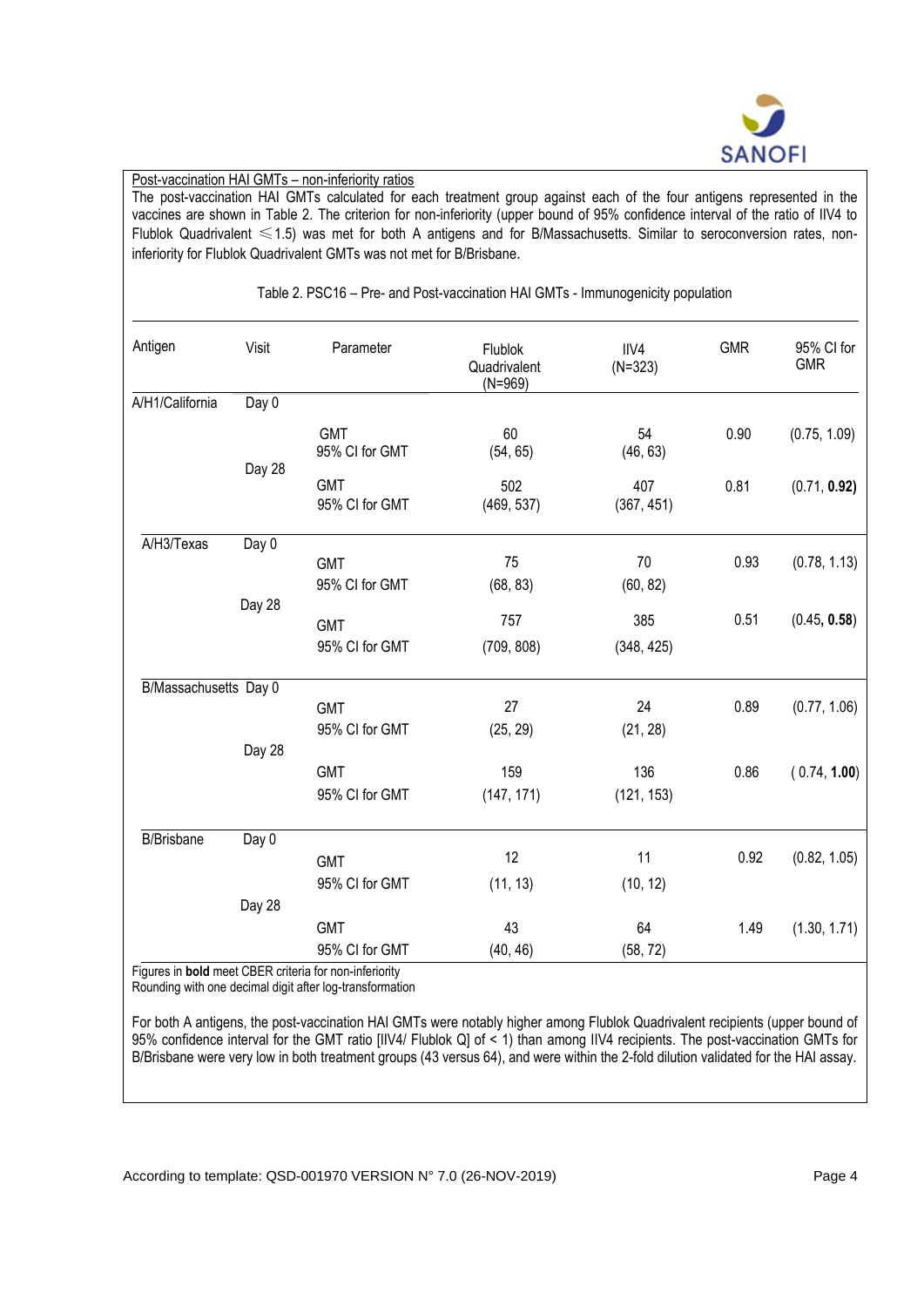Post-vaccination HAI GMTs – non-inferiority ratios

The post-vaccination HAI GMTs calculated for each treatment group against each of the four antigens represented in the vaccines are shown in Table 2. The criterion for non-inferiority (upper bound of 95% confidence interval of the ratio of IIV4 to Flublok Quadrivalent ≤1.5) was met for both A antigens and for B/Massachusetts. Similar to seroconversion rates, non-inferiority for Flublok Quadrivalent GMTs was not met for B/Brisbane.

Table 2. PSC16 – Pre- and Post-vaccination HAI GMTs - Immunogenicity population

| Antigen | Visit | Parameter | Flublok Quadrivalent (N=969) | IIV4 (N=323) | GMR | 95% CI for GMR |
|---|---|---|---|---|---|---|
| A/H1/California | Day 0 | GMT | 60 | 54 | 0.90 | (0.75, 1.09) |
| | | 95% CI for GMT | (54, 65) | (46, 63) | | |
| | Day 28 | GMT | 502 | 407 | 0.81 | (0.71, **0.92**) |
| | | 95% CI for GMT | (469, 537) | (367, 451) | | |
| A/H3/Texas | Day 0 | GMT | 75 | 70 | 0.93 | (0.78, 1.13) |
| | | 95% CI for GMT | (68, 83) | (60, 82) | | |
| | Day 28 | GMT | 757 | 385 | 0.51 | (0.45, **0.58**) |
| | | 95% CI for GMT | (709, 808) | (348, 425) | | |
| B/Massachusetts | Day 0 | GMT | 27 | 24 | 0.89 | (0.77, 1.06) |
| | | 95% CI for GMT | (25, 29) | (21, 28) | | |
| | Day 28 | GMT | 159 | 136 | 0.86 | ( 0.74, **1.00**) |
| | | 95% CI for GMT | (147, 171) | (121, 153) | | |
| B/Brisbane | Day 0 | GMT | 12 | 11 | 0.92 | (0.82, 1.05) |
| | | 95% CI for GMT | (11, 13) | (10, 12) | | |
| | Day 28 | GMT | 43 | 64 | 1.49 | (1.30, 1.71) |
| | | 95% CI for GMT | (40, 46) | (58, 72) | | |

Figures in **bold** meet CBER criteria for non-inferiority
Rounding with one decimal digit after log-transformation

For both A antigens, the post-vaccination HAI GMTs were notably higher among Flublok Quadrivalent recipients (upper bound of 95% confidence interval for the GMT ratio [IIV4/ Flublok Q] of < 1) than among IIV4 recipients. The post-vaccination GMTs for B/Brisbane were very low in both treatment groups (43 versus 64), and were within the 2-fold dilution validated for the HAI assay.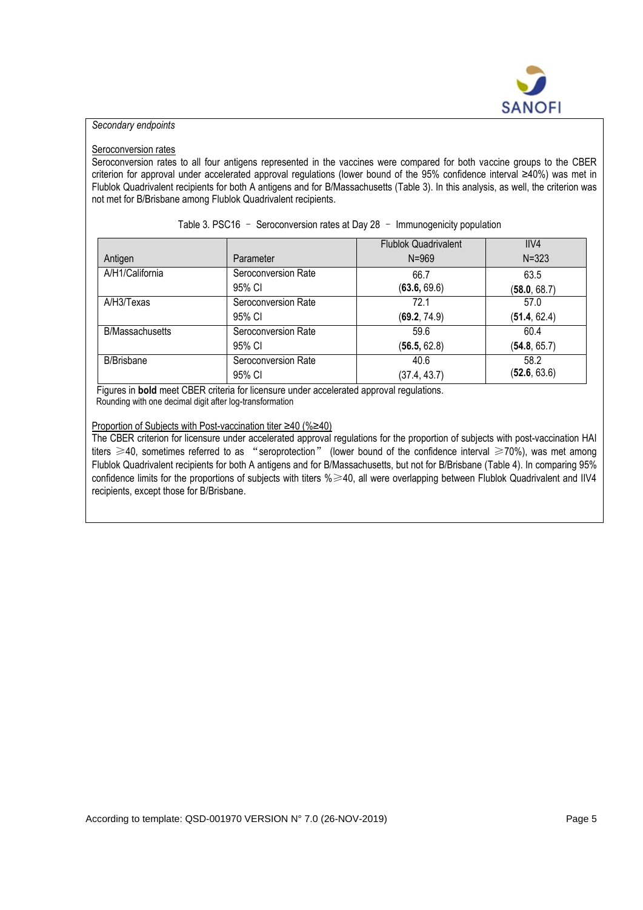*Secondary endpoints*

Seroconversion rates

Seroconversion rates to all four antigens represented in the vaccines were compared for both vaccine groups to the CBER criterion for approval under accelerated approval regulations (lower bound of the 95% confidence interval ≥40%) was met in Flublok Quadrivalent recipients for both A antigens and for B/Massachusetts (Table 3). In this analysis, as well, the criterion was not met for B/Brisbane among Flublok Quadrivalent recipients.

Table 3. PSC16 – Seroconversion rates at Day 28 – Immunogenicity population

| Antigen | Parameter | Flublok Quadrivalent N=969 | IIV4 N=323 |
|---|---|---|---|
| A/H1/California | Seroconversion Rate | 66.7 | 63.5 |
| | 95% CI | (**63.6,** 69.6) | (**58.0**, 68.7) |
| A/H3/Texas | Seroconversion Rate | 72.1 | 57.0 |
| | 95% CI | (**69.2**, 74.9) | (**51.4**, 62.4) |
| B/Massachusetts | Seroconversion Rate | 59.6 | 60.4 |
| | 95% CI | (**56.5,** 62.8) | (**54.8**, 65.7) |
| B/Brisbane | Seroconversion Rate | 40.6 | 58.2 |
| | 95% CI | (37.4, 43.7) | (**52.6**, 63.6) |

Figures in **bold** meet CBER criteria for licensure under accelerated approval regulations.
Rounding with one decimal digit after log-transformation

Proportion of Subjects with Post-vaccination titer ≥40 (%≥40)

The CBER criterion for licensure under accelerated approval regulations for the proportion of subjects with post-vaccination HAI titers ≥40, sometimes referred to as "seroprotection" (lower bound of the confidence interval ≥70%), was met among Flublok Quadrivalent recipients for both A antigens and for B/Massachusetts, but not for B/Brisbane (Table 4). In comparing 95% confidence limits for the proportions of subjects with titers %≥40, all were overlapping between Flublok Quadrivalent and IIV4 recipients, except those for B/Brisbane.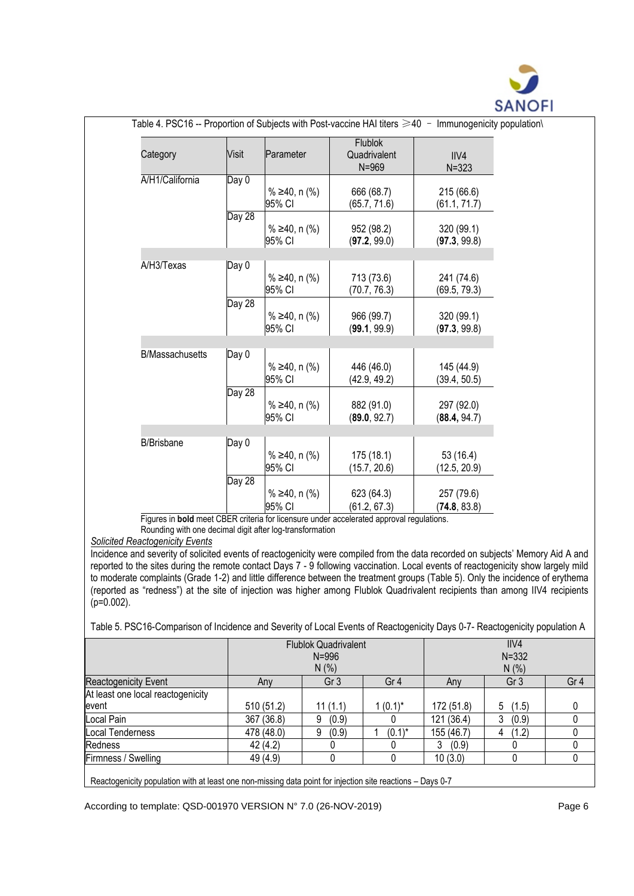Table 4. PSC16 -- Proportion of Subjects with Post-vaccine HAI titers ≥40 – Immunogenicity population\

| Category | Visit | Parameter | Flublok Quadrivalent N=969 | IIV4 N=323 |
|---|---|---|---|---|
| A/H1/California | Day 0 | % ≥40, n (%) | 666 (68.7) | 215 (66.6) |
| | | 95% CI | (65.7, 71.6) | (61.1, 71.7) |
| | Day 28 | % ≥40, n (%) | 952 (98.2) | 320 (99.1) |
| | | 95% CI | (**97.2**, 99.0) | (**97.3**, 99.8) |
| A/H3/Texas | Day 0 | % ≥40, n (%) | 713 (73.6) | 241 (74.6) |
| | | 95% CI | (70.7, 76.3) | (69.5, 79.3) |
| | Day 28 | % ≥40, n (%) | 966 (99.7) | 320 (99.1) |
| | | 95% CI | (**99.1**, 99.9) | (**97.3**, 99.8) |
| B/Massachusetts | Day 0 | % ≥40, n (%) | 446 (46.0) | 145 (44.9) |
| | | 95% CI | (42.9, 49.2) | (39.4, 50.5) |
| | Day 28 | % ≥40, n (%) | 882 (91.0) | 297 (92.0) |
| | | 95% CI | (**89.0**, 92.7) | (**88.4,** 94.7) |
| B/Brisbane | Day 0 | % ≥40, n (%) | 175 (18.1) | 53 (16.4) |
| | | 95% CI | (15.7, 20.6) | (12.5, 20.9) |
| | Day 28 | % ≥40, n (%) | 623 (64.3) | 257 (79.6) |
| | | 95% CI | (61.2, 67.3) | (**74.8**, 83.8) |

Figures in **bold** meet CBER criteria for licensure under accelerated approval regulations.
Rounding with one decimal digit after log-transformation

*Solicited Reactogenicity Events*

Incidence and severity of solicited events of reactogenicity were compiled from the data recorded on subjects' Memory Aid A and reported to the sites during the remote contact Days 7 - 9 following vaccination. Local events of reactogenicity show largely mild to moderate complaints (Grade 1-2) and little difference between the treatment groups (Table 5). Only the incidence of erythema (reported as "redness") at the site of injection was higher among Flublok Quadrivalent recipients than among IIV4 recipients (p=0.002).

Table 5. PSC16-Comparison of Incidence and Severity of Local Events of Reactogenicity Days 0-7- Reactogenicity population A

| | Flublok Quadrivalent N=996 N (%) | | | IIV4 N=332 N (%) | | |
|---|---|---|---|---|---|---|
| Reactogenicity Event | Any | Gr 3 | Gr 4 | Any | Gr 3 | Gr 4 |
| At least one local reactogenicity event | 510 (51.2) | 11 (1.1) | 1 (0.1)* | 172 (51.8) | 5 (1.5) | 0 |
| Local Pain | 367 (36.8) | 9 (0.9) | 0 | 121 (36.4) | 3 (0.9) | 0 |
| Local Tenderness | 478 (48.0) | 9 (0.9) | 1 (0.1)* | 155 (46.7) | 4 (1.2) | 0 |
| Redness | 42 (4.2) | 0 | 0 | 3 (0.9) | 0 | 0 |
| Firmness / Swelling | 49 (4.9) | 0 | 0 | 10 (3.0) | 0 | 0 |

Reactogenicity population with at least one non-missing data point for injection site reactions – Days 0-7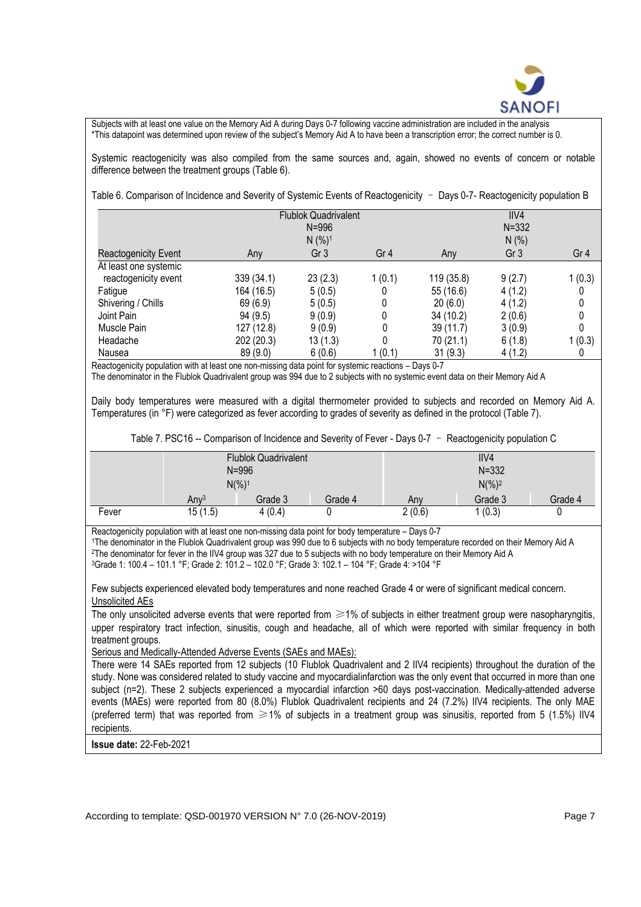Subjects with at least one value on the Memory Aid A during Days 0-7 following vaccine administration are included in the analysis
*This datapoint was determined upon review of the subject's Memory Aid A to have been a transcription error; the correct number is 0.

Systemic reactogenicity was also compiled from the same sources and, again, showed no events of concern or notable difference between the treatment groups (Table 6).

Table 6. Comparison of Incidence and Severity of Systemic Events of Reactogenicity – Days 0-7- Reactogenicity population B

| | Flublok Quadrivalent N=996 N (%)[1] | | | IIV4 N=332 N (%) | | |
|---|---|---|---|---|---|---|
| Reactogenicity Event | Any | Gr 3 | Gr 4 | Any | Gr 3 | Gr 4 |
| At least one systemic reactogenicity event | 339 (34.1) | 23 (2.3) | 1 (0.1) | 119 (35.8) | 9 (2.7) | 1 (0.3) |
| Fatigue | 164 (16.5) | 5 (0.5) | 0 | 55 (16.6) | 4 (1.2) | 0 |
| Shivering / Chills | 69 (6.9) | 5 (0.5) | 0 | 20 (6.0) | 4 (1.2) | 0 |
| Joint Pain | 94 (9.5) | 9 (0.9) | 0 | 34 (10.2) | 2 (0.6) | 0 |
| Muscle Pain | 127 (12.8) | 9 (0.9) | 0 | 39 (11.7) | 3 (0.9) | 0 |
| Headache | 202 (20.3) | 13 (1.3) | 0 | 70 (21.1) | 6 (1.8) | 1 (0.3) |
| Nausea | 89 (9.0) | 6 (0.6) | 1 (0.1) | 31 (9.3) | 4 (1.2) | 0 |

Reactogenicity population with at least one non-missing data point for systemic reactions – Days 0-7
The denominator in the Flublok Quadrivalent group was 994 due to 2 subjects with no systemic event data on their Memory Aid A

Daily body temperatures were measured with a digital thermometer provided to subjects and recorded on Memory Aid A. Temperatures (in °F) were categorized as fever according to grades of severity as defined in the protocol (Table 7).

Table 7. PSC16 -- Comparison of Incidence and Severity of Fever - Days 0-7 – Reactogenicity population C

| | Flublok Quadrivalent N=996 N(%)[1] | | | IIV4 N=332 N(%)[2] | | |
|---|---|---|---|---|---|---|
| | Any[3] | Grade 3 | Grade 4 | Any | Grade 3 | Grade 4 |
| Fever | 15 (1.5) | 4 (0.4) | 0 | 2 (0.6) | 1 (0.3) | 0 |

Reactogenicity population with at least one non-missing data point for body temperature – Days 0-7
[1]The denominator in the Flublok Quadrivalent group was 990 due to 6 subjects with no body temperature recorded on their Memory Aid A
[2]The denominator for fever in the IIV4 group was 327 due to 5 subjects with no body temperature on their Memory Aid A
[3]Grade 1: 100.4 – 101.1 °F; Grade 2: 101.2 – 102.0 °F; Grade 3: 102.1 – 104 °F; Grade 4: >104 °F

Few subjects experienced elevated body temperatures and none reached Grade 4 or were of significant medical concern.

Unsolicited AEs

The only unsolicited adverse events that were reported from ≥1% of subjects in either treatment group were nasopharyngitis, upper respiratory tract infection, sinusitis, cough and headache, all of which were reported with similar frequency in both treatment groups.

Serious and Medically-Attended Adverse Events (SAEs and MAEs):

There were 14 SAEs reported from 12 subjects (10 Flublok Quadrivalent and 2 IIV4 recipients) throughout the duration of the study. None was considered related to study vaccine and myocardialinfarction was the only event that occurred in more than one subject (n=2). These 2 subjects experienced a myocardial infarction >60 days post-vaccination. Medically-attended adverse events (MAEs) were reported from 80 (8.0%) Flublok Quadrivalent recipients and 24 (7.2%) IIV4 recipients. The only MAE (preferred term) that was reported from ≥1% of subjects in a treatment group was sinusitis, reported from 5 (1.5%) IIV4 recipients.

**Issue date:** 22-Feb-2021

According to template: QSD-001970 VERSION N° 7.0 (26-NOV-2019)